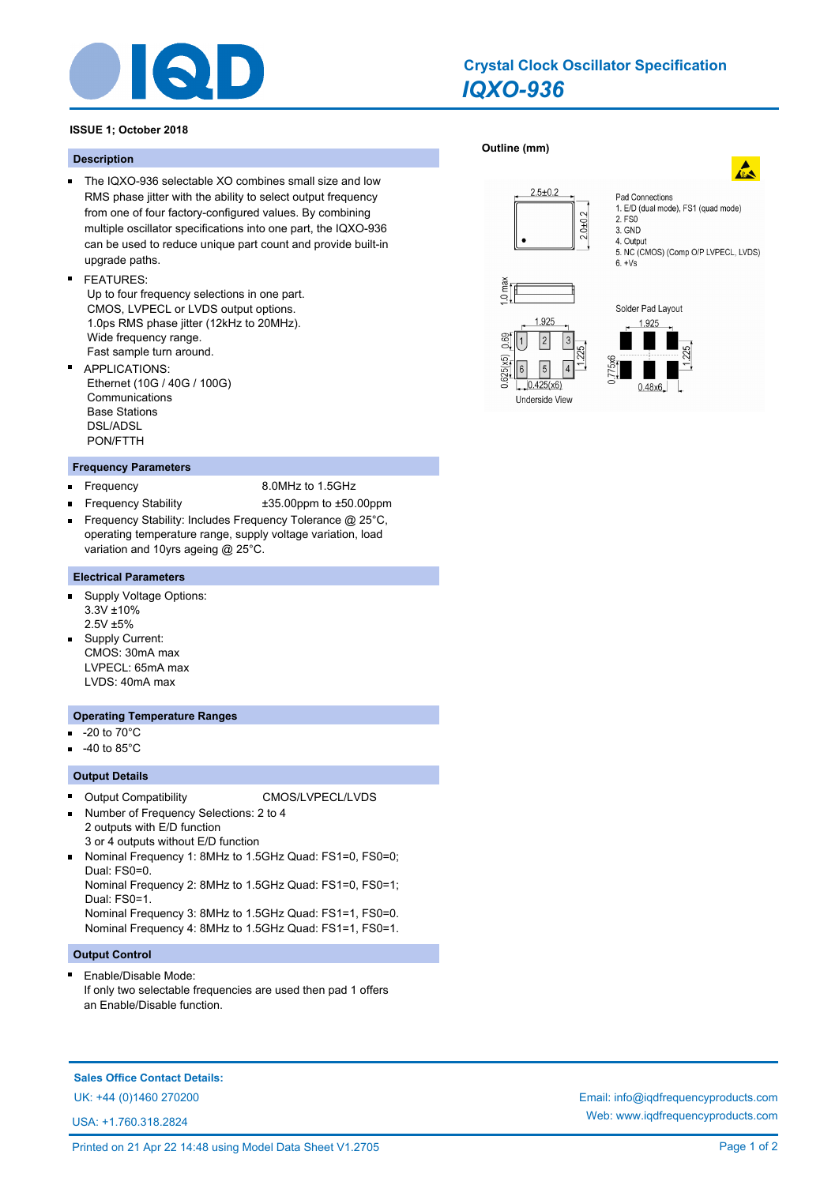# Crystal Clock Oscillator Specification

## *IQXO-936*

**ISSUE 1; October 2018**

### Description

- The IQXO-936 selectable XO combines small size and low RMS phase jitter with the ability to select output frequency from one of four factory-configured values. By combining multiple oscillator specifications into one part, the IQXO-936 can be used to reduce unique part count and provide built-in upgrade paths.
- FEATURES:
  Up to four frequency selections in one part.
  CMOS, LVPECL or LVDS output options.
  1.0ps RMS phase jitter (12kHz to 20MHz).
  Wide frequency range.
  Fast sample turn around.
- APPLICATIONS:
  Ethernet (10G / 40G / 100G)
  Communications
  Base Stations
  DSL/ADSL
  PON/FTTH

### Frequency Parameters

- Frequency: 8.0MHz to 1.5GHz
- Frequency Stability: ±35.00ppm to ±50.00ppm
- Frequency Stability: Includes Frequency Tolerance @ 25°C, operating temperature range, supply voltage variation, load variation and 10yrs ageing @ 25°C.

### Electrical Parameters

- Supply Voltage Options:
  3.3V ±10%
  2.5V ±5%
- Supply Current:
  CMOS: 30mA max
  LVPECL: 65mA max
  LVDS: 40mA max

### Operating Temperature Ranges

- -20 to 70°C
- -40 to 85°C

### Output Details

- Output Compatibility: CMOS/LVPECL/LVDS
- Number of Frequency Selections: 2 to 4
  2 outputs with E/D function
  3 or 4 outputs without E/D function
- Nominal Frequency 1: 8MHz to 1.5GHz Quad: FS1=0, FS0=0; Dual: FS0=0.
  Nominal Frequency 2: 8MHz to 1.5GHz Quad: FS1=0, FS0=1; Dual: FS0=1.
  Nominal Frequency 3: 8MHz to 1.5GHz Quad: FS1=1, FS0=0.
  Nominal Frequency 4: 8MHz to 1.5GHz Quad: FS1=1, FS0=1.

### Output Control

- Enable/Disable Mode:
  If only two selectable frequencies are used then pad 1 offers an Enable/Disable function.

### Outline (mm)

2.5±0.2
2.0±0.2
1.0 max

Pad Connections
1. E/D (dual mode), FS1 (quad mode)
2. FS0
3. GND
4. Output
5. NC (CMOS) (Comp O/P LVPECL, LVDS)
6. +Vs

1.925
0.69
0.625(x5)
1.225
0.425(x6)
Underside View

Solder Pad Layout
1.925
0.775x6
1.225
0.48x6

**Sales Office Contact Details:**

UK: +44 (0)1460 270200

USA: +1.760.318.2824

Email: info@iqdfrequencyproducts.com

Web: www.iqdfrequencyproducts.com

Printed on 21 Apr 22 14:48 using Model Data Sheet V1.2705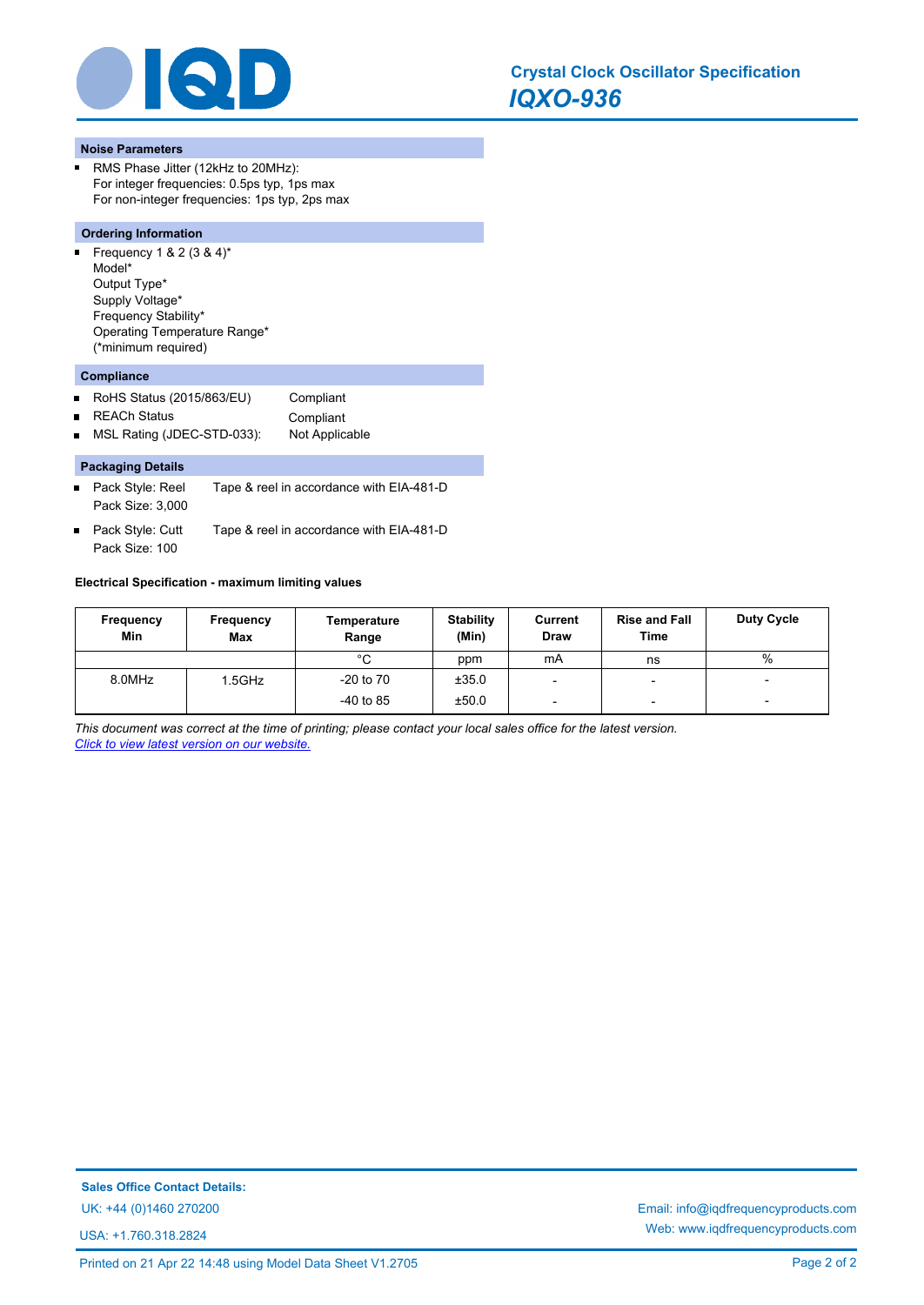**Crystal Clock Oscillator Specification**

***IQXO-936***

## Noise Parameters

- RMS Phase Jitter (12kHz to 20MHz):
  For integer frequencies: 0.5ps typ, 1ps max
  For non-integer frequencies: 1ps typ, 2ps max

## Ordering Information

- Frequency 1 & 2 (3 & 4)*
  Model*
  Output Type*
  Supply Voltage*
  Frequency Stability*
  Operating Temperature Range*
  (*minimum required)

## Compliance

- RoHS Status (2015/863/EU) Compliant
- REACh Status Compliant
- MSL Rating (JDEC-STD-033): Not Applicable

## Packaging Details

- Pack Style: Reel Tape & reel in accordance with EIA-481-D
  Pack Size: 3,000
- Pack Style: Cutt Tape & reel in accordance with EIA-481-D
  Pack Size: 100

**Electrical Specification - maximum limiting values**

| Frequency Min | Frequency Max | Temperature Range | Stability (Min) | Current Draw | Rise and Fall Time | Duty Cycle |
|---|---|---|---|---|---|---|
| | | °C | ppm | mA | ns | % |
| 8.0MHz | 1.5GHz | -20 to 70 | ±35.0 | - | - | - |
| | | -40 to 85 | ±50.0 | - | - | - |

*This document was correct at the time of printing; please contact your local sales office for the latest version.*
*Click to view latest version on our website.*

**Sales Office Contact Details:**

UK: +44 (0)1460 270200

USA: +1.760.318.2824

Email: info@iqdfrequencyproducts.com

Web: www.iqdfrequencyproducts.com

Printed on 21 Apr 22 14:48 using Model Data Sheet V1.2705